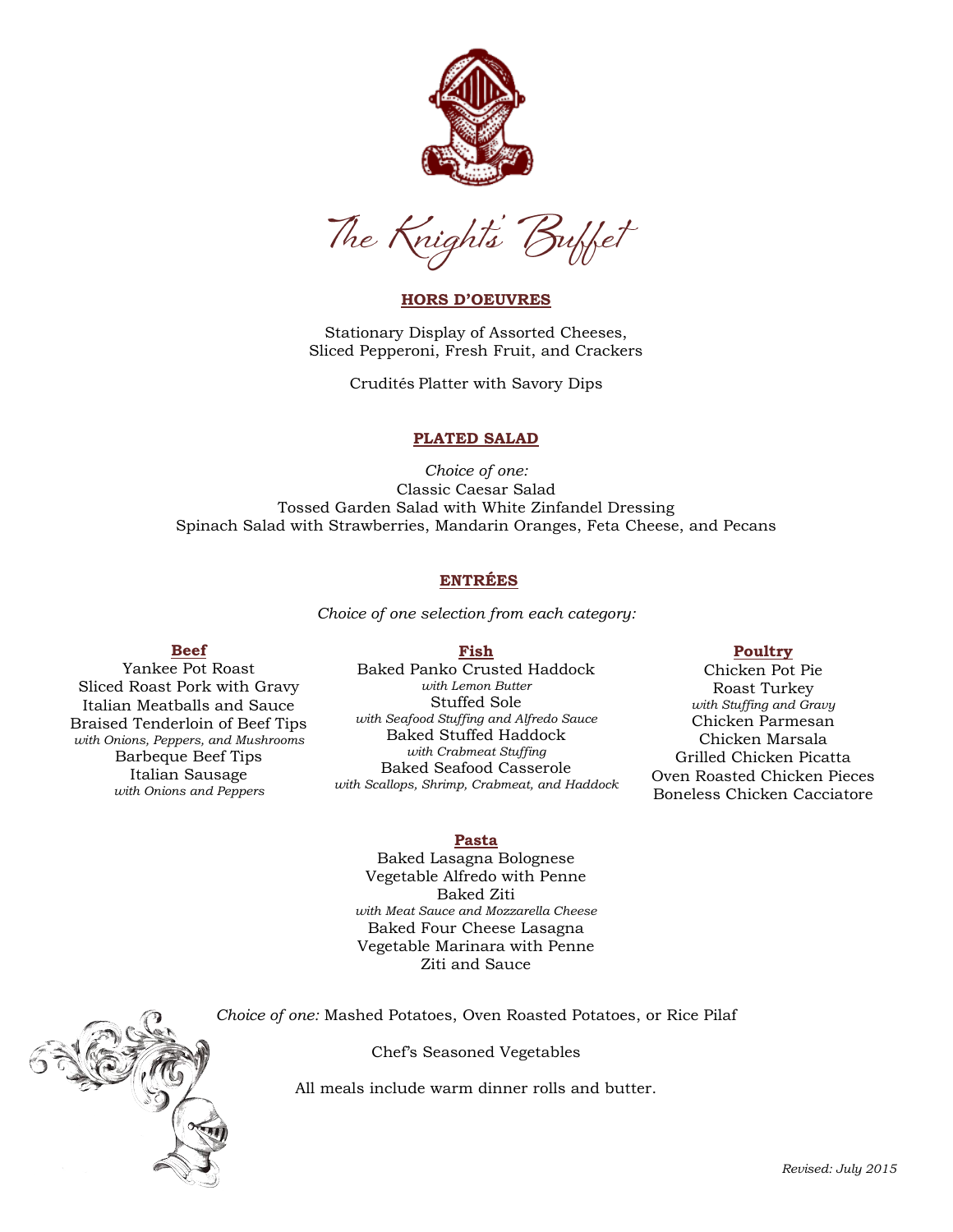# The Knights' Buffet

## HORS D'OEUVRES

Stationary Display of Assorted Cheeses, Sliced Pepperoni, Fresh Fruit, and Crackers

Crudités Platter with Savory Dips

## PLATED SALAD

*Choice of one:*

Classic Caesar Salad

Tossed Garden Salad with White Zinfandel Dressing

Spinach Salad with Strawberries, Mandarin Oranges, Feta Cheese, and Pecans

## ENTRÉES

*Choice of one selection from each category:*

### Beef

Yankee Pot Roast

Sliced Roast Pork with Gravy

Italian Meatballs and Sauce

Braised Tenderloin of Beef Tips
*with Onions, Peppers, and Mushrooms*

Barbeque Beef Tips

Italian Sausage
*with Onions and Peppers*

### Fish

Baked Panko Crusted Haddock
*with Lemon Butter*

Stuffed Sole
*with Seafood Stuffing and Alfredo Sauce*

Baked Stuffed Haddock
*with Crabmeat Stuffing*

Baked Seafood Casserole
*with Scallops, Shrimp, Crabmeat, and Haddock*

### Poultry

Chicken Pot Pie

Roast Turkey
*with Stuffing and Gravy*

Chicken Parmesan

Chicken Marsala

Grilled Chicken Picatta

Oven Roasted Chicken Pieces

Boneless Chicken Cacciatore

### Pasta

Baked Lasagna Bolognese

Vegetable Alfredo with Penne

Baked Ziti
*with Meat Sauce and Mozzarella Cheese*

Baked Four Cheese Lasagna

Vegetable Marinara with Penne

Ziti and Sauce

*Choice of one:* Mashed Potatoes, Oven Roasted Potatoes, or Rice Pilaf

Chef's Seasoned Vegetables

All meals include warm dinner rolls and butter.

*Revised: July 2015*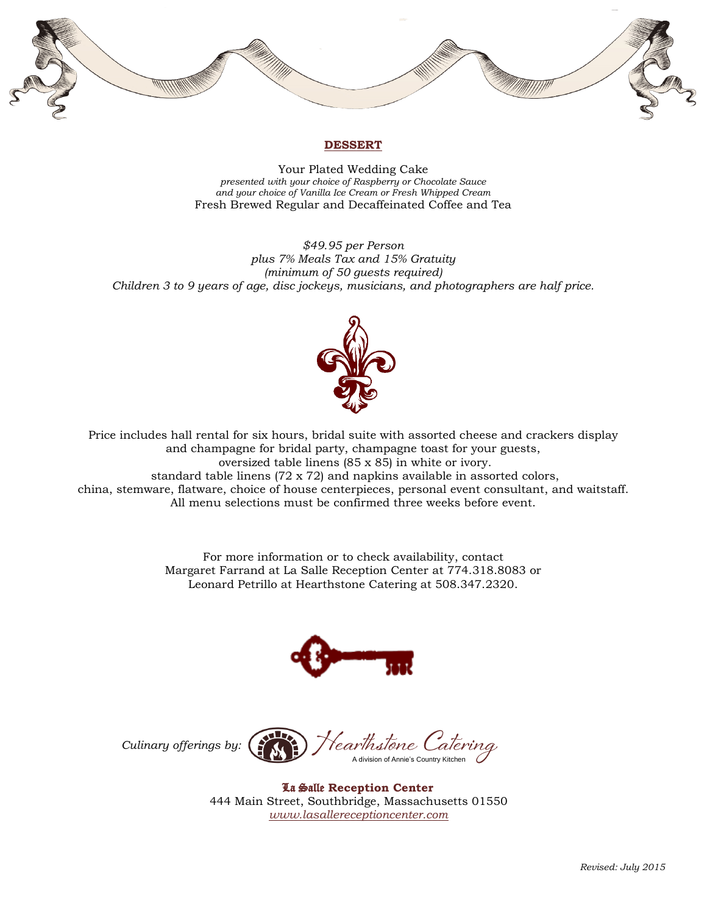## DESSERT

Your Plated Wedding Cake
*presented with your choice of Raspberry or Chocolate Sauce*
*and your choice of Vanilla Ice Cream or Fresh Whipped Cream*
Fresh Brewed Regular and Decaffeinated Coffee and Tea

*$49.95 per Person*
*plus 7% Meals Tax and 15% Gratuity*
*(minimum of 50 guests required)*
*Children 3 to 9 years of age, disc jockeys, musicians, and photographers are half price.*

Price includes hall rental for six hours, bridal suite with assorted cheese and crackers display and champagne for bridal party, champagne toast for your guests, oversized table linens (85 x 85) in white or ivory. standard table linens (72 x 72) and napkins available in assorted colors, china, stemware, flatware, choice of house centerpieces, personal event consultant, and waitstaff. All menu selections must be confirmed three weeks before event.

For more information or to check availability, contact
Margaret Farrand at La Salle Reception Center at 774.318.8083 or
Leonard Petrillo at Hearthstone Catering at 508.347.2320.

*Culinary offerings by:* Hearthstone Catering
A division of Annie's Country Kitchen

**La Salle Reception Center**
444 Main Street, Southbridge, Massachusetts 01550
www.lasallereceptioncenter.com

*Revised: July 2015*